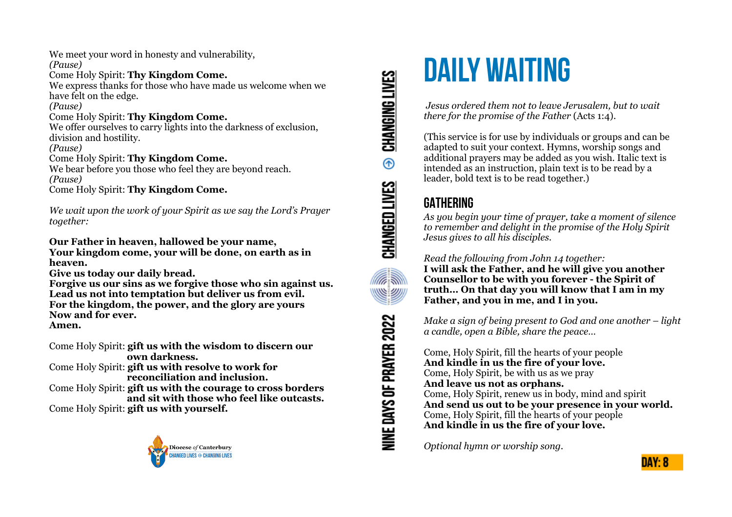We meet your word in honesty and vulnerability,
*(Pause)*
Come Holy Spirit: **Thy Kingdom Come.**
We express thanks for those who have made us welcome when we have felt on the edge.
*(Pause)*
Come Holy Spirit: **Thy Kingdom Come.**
We offer ourselves to carry lights into the darkness of exclusion, division and hostility.
*(Pause)*
Come Holy Spirit: **Thy Kingdom Come.**
We bear before you those who feel they are beyond reach.
*(Pause)*
Come Holy Spirit: **Thy Kingdom Come.**

*We wait upon the work of your Spirit as we say the Lord's Prayer together:*

**Our Father in heaven, hallowed be your name,**
**Your kingdom come, your will be done, on earth as in heaven.**
**Give us today our daily bread.**
**Forgive us our sins as we forgive those who sin against us.**
**Lead us not into temptation but deliver us from evil.**
**For the kingdom, the power, and the glory are yours**
**Now and for ever.**
**Amen.**

Come Holy Spirit: **gift us with the wisdom to discern our own darkness.**
Come Holy Spirit: **gift us with resolve to work for reconciliation and inclusion.**
Come Holy Spirit: **gift us with the courage to cross borders and sit with those who feel like outcasts.**
Come Holy Spirit: **gift us with yourself.**

Diocese *of* Canterbury
CHANGED LIVES ⊕ CHANGING LIVES

NINE DAYS OF PRAYER 2022 — CHANGED LIVES ⊕ CHANGING LIVES

# DAILY WAITING

*Jesus ordered them not to leave Jerusalem, but to wait there for the promise of the Father* (Acts 1:4).

(This service is for use by individuals or groups and can be adapted to suit your context. Hymns, worship songs and additional prayers may be added as you wish. Italic text is intended as an instruction, plain text is to be read by a leader, bold text is to be read together.)

## GATHERING

*As you begin your time of prayer, take a moment of silence to remember and delight in the promise of the Holy Spirit Jesus gives to all his disciples.*

*Read the following from John 14 together:*
**I will ask the Father, and he will give you another Counsellor to be with you forever - the Spirit of truth… On that day you will know that I am in my Father, and you in me, and I in you.**

*Make a sign of being present to God and one another – light a candle, open a Bible, share the peace…*

Come, Holy Spirit, fill the hearts of your people
**And kindle in us the fire of your love.**
Come, Holy Spirit, be with us as we pray
**And leave us not as orphans.**
Come, Holy Spirit, renew us in body, mind and spirit
**And send us out to be your presence in your world.**
Come, Holy Spirit, fill the hearts of your people
**And kindle in us the fire of your love.**

*Optional hymn or worship song.*

DAY: 8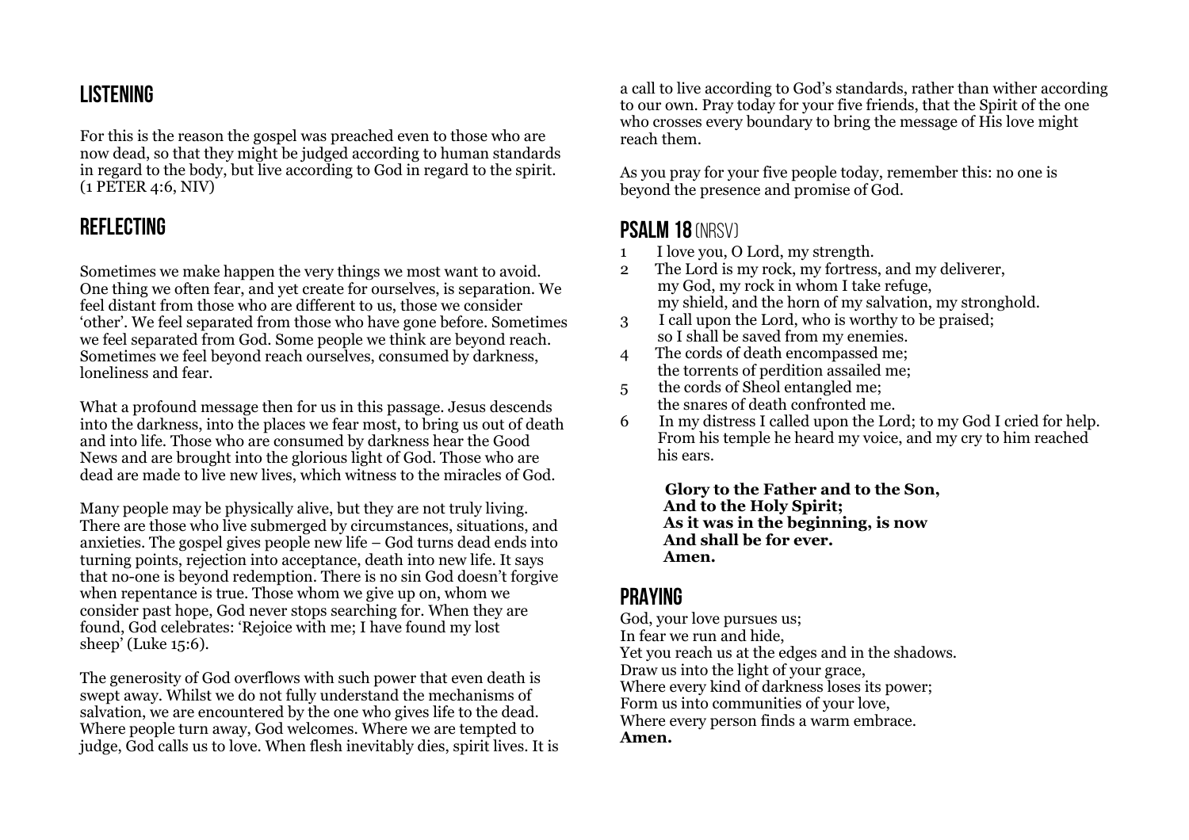## LISTENING

For this is the reason the gospel was preached even to those who are now dead, so that they might be judged according to human standards in regard to the body, but live according to God in regard to the spirit. (1 PETER 4:6, NIV)

## REFLECTING

Sometimes we make happen the very things we most want to avoid. One thing we often fear, and yet create for ourselves, is separation. We feel distant from those who are different to us, those we consider 'other'. We feel separated from those who have gone before. Sometimes we feel separated from God. Some people we think are beyond reach. Sometimes we feel beyond reach ourselves, consumed by darkness, loneliness and fear.

What a profound message then for us in this passage. Jesus descends into the darkness, into the places we fear most, to bring us out of death and into life. Those who are consumed by darkness hear the Good News and are brought into the glorious light of God. Those who are dead are made to live new lives, which witness to the miracles of God.

Many people may be physically alive, but they are not truly living. There are those who live submerged by circumstances, situations, and anxieties. The gospel gives people new life – God turns dead ends into turning points, rejection into acceptance, death into new life. It says that no-one is beyond redemption. There is no sin God doesn't forgive when repentance is true. Those whom we give up on, whom we consider past hope, God never stops searching for. When they are found, God celebrates: 'Rejoice with me; I have found my lost sheep' (Luke 15:6).

The generosity of God overflows with such power that even death is swept away. Whilst we do not fully understand the mechanisms of salvation, we are encountered by the one who gives life to the dead. Where people turn away, God welcomes. Where we are tempted to judge, God calls us to love. When flesh inevitably dies, spirit lives. It is a call to live according to God's standards, rather than wither according to our own. Pray today for your five friends, that the Spirit of the one who crosses every boundary to bring the message of His love might reach them.

As you pray for your five people today, remember this: no one is beyond the presence and promise of God.

## PSALM 18 (NRSV)

1 I love you, O Lord, my strength.
2 The Lord is my rock, my fortress, and my deliverer,
my God, my rock in whom I take refuge,
my shield, and the horn of my salvation, my stronghold.
3 I call upon the Lord, who is worthy to be praised;
so I shall be saved from my enemies.
4 The cords of death encompassed me;
the torrents of perdition assailed me;
5 the cords of Sheol entangled me;
the snares of death confronted me.
6 In my distress I called upon the Lord; to my God I cried for help.
From his temple he heard my voice, and my cry to him reached his ears.

**Glory to the Father and to the Son,**
**And to the Holy Spirit;**
**As it was in the beginning, is now**
**And shall be for ever.**
**Amen.**

## PRAYING

God, your love pursues us;
In fear we run and hide,
Yet you reach us at the edges and in the shadows.
Draw us into the light of your grace,
Where every kind of darkness loses its power;
Form us into communities of your love,
Where every person finds a warm embrace.
**Amen.**